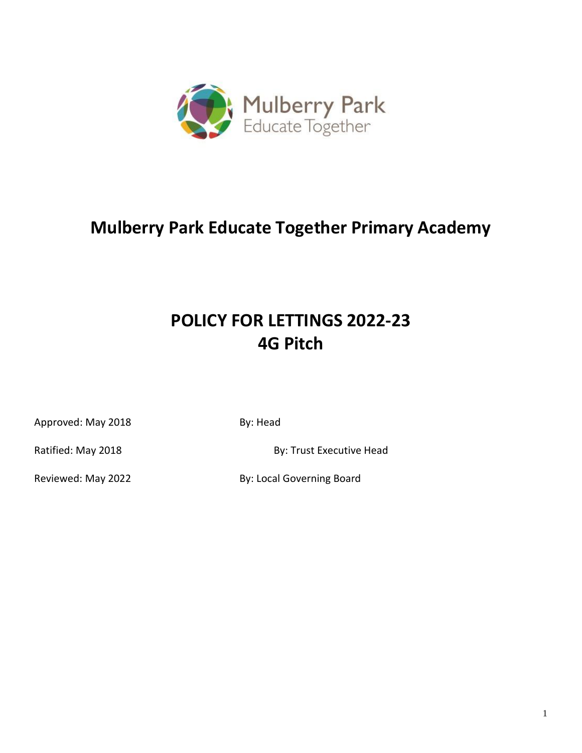# Mulberry Park Educate Together Primary Academy

# POLICY FOR LETTINGS 2022-23
# 4G Pitch

Approved: May 2018 By: Head

Ratified: May 2018 By: Trust Executive Head

Reviewed: May 2022 By: Local Governing Board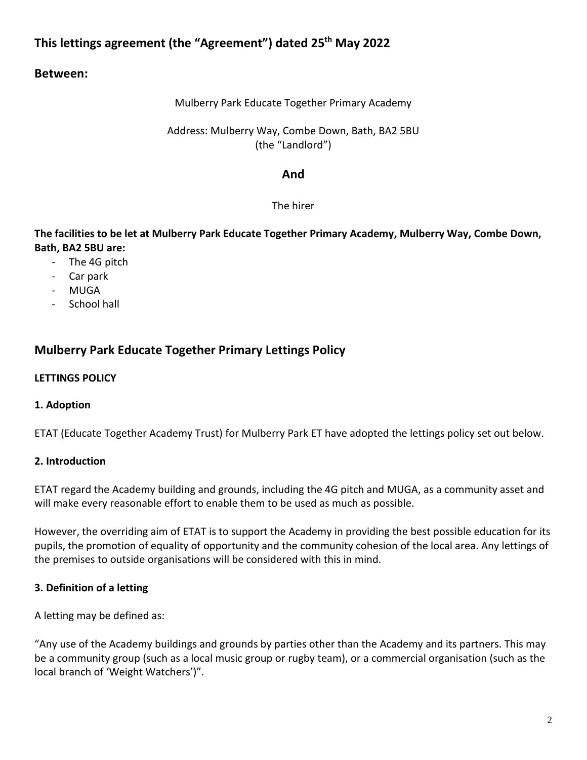## This lettings agreement (the "Agreement") dated 25th May 2022

## Between:

Mulberry Park Educate Together Primary Academy

Address: Mulberry Way, Combe Down, Bath, BA2 5BU
(the "Landlord")

### And

The hirer

**The facilities to be let at Mulberry Park Educate Together Primary Academy, Mulberry Way, Combe Down, Bath, BA2 5BU are:**

- The 4G pitch
- Car park
- MUGA
- School hall

## Mulberry Park Educate Together Primary Lettings Policy

**LETTINGS POLICY**

**1. Adoption**

ETAT (Educate Together Academy Trust) for Mulberry Park ET have adopted the lettings policy set out below.

**2. Introduction**

ETAT regard the Academy building and grounds, including the 4G pitch and MUGA, as a community asset and will make every reasonable effort to enable them to be used as much as possible.

However, the overriding aim of ETAT is to support the Academy in providing the best possible education for its pupils, the promotion of equality of opportunity and the community cohesion of the local area. Any lettings of the premises to outside organisations will be considered with this in mind.

**3. Definition of a letting**

A letting may be defined as:

"Any use of the Academy buildings and grounds by parties other than the Academy and its partners. This may be a community group (such as a local music group or rugby team), or a commercial organisation (such as the local branch of 'Weight Watchers')".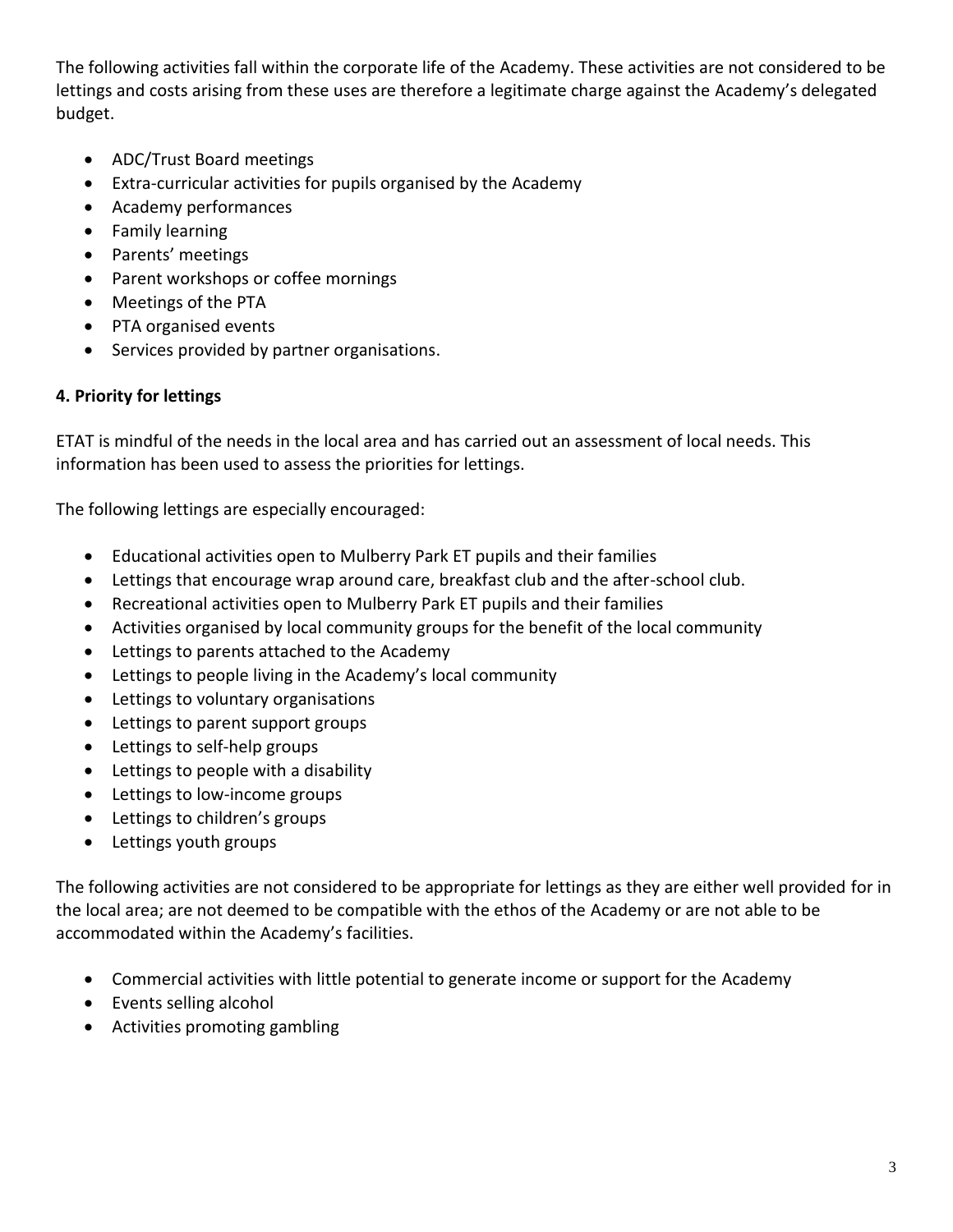The following activities fall within the corporate life of the Academy. These activities are not considered to be lettings and costs arising from these uses are therefore a legitimate charge against the Academy's delegated budget.

- ADC/Trust Board meetings
- Extra-curricular activities for pupils organised by the Academy
- Academy performances
- Family learning
- Parents' meetings
- Parent workshops or coffee mornings
- Meetings of the PTA
- PTA organised events
- Services provided by partner organisations.

**4. Priority for lettings**

ETAT is mindful of the needs in the local area and has carried out an assessment of local needs. This information has been used to assess the priorities for lettings.

The following lettings are especially encouraged:

- Educational activities open to Mulberry Park ET pupils and their families
- Lettings that encourage wrap around care, breakfast club and the after-school club.
- Recreational activities open to Mulberry Park ET pupils and their families
- Activities organised by local community groups for the benefit of the local community
- Lettings to parents attached to the Academy
- Lettings to people living in the Academy's local community
- Lettings to voluntary organisations
- Lettings to parent support groups
- Lettings to self-help groups
- Lettings to people with a disability
- Lettings to low-income groups
- Lettings to children's groups
- Lettings youth groups

The following activities are not considered to be appropriate for lettings as they are either well provided for in the local area; are not deemed to be compatible with the ethos of the Academy or are not able to be accommodated within the Academy's facilities.

- Commercial activities with little potential to generate income or support for the Academy
- Events selling alcohol
- Activities promoting gambling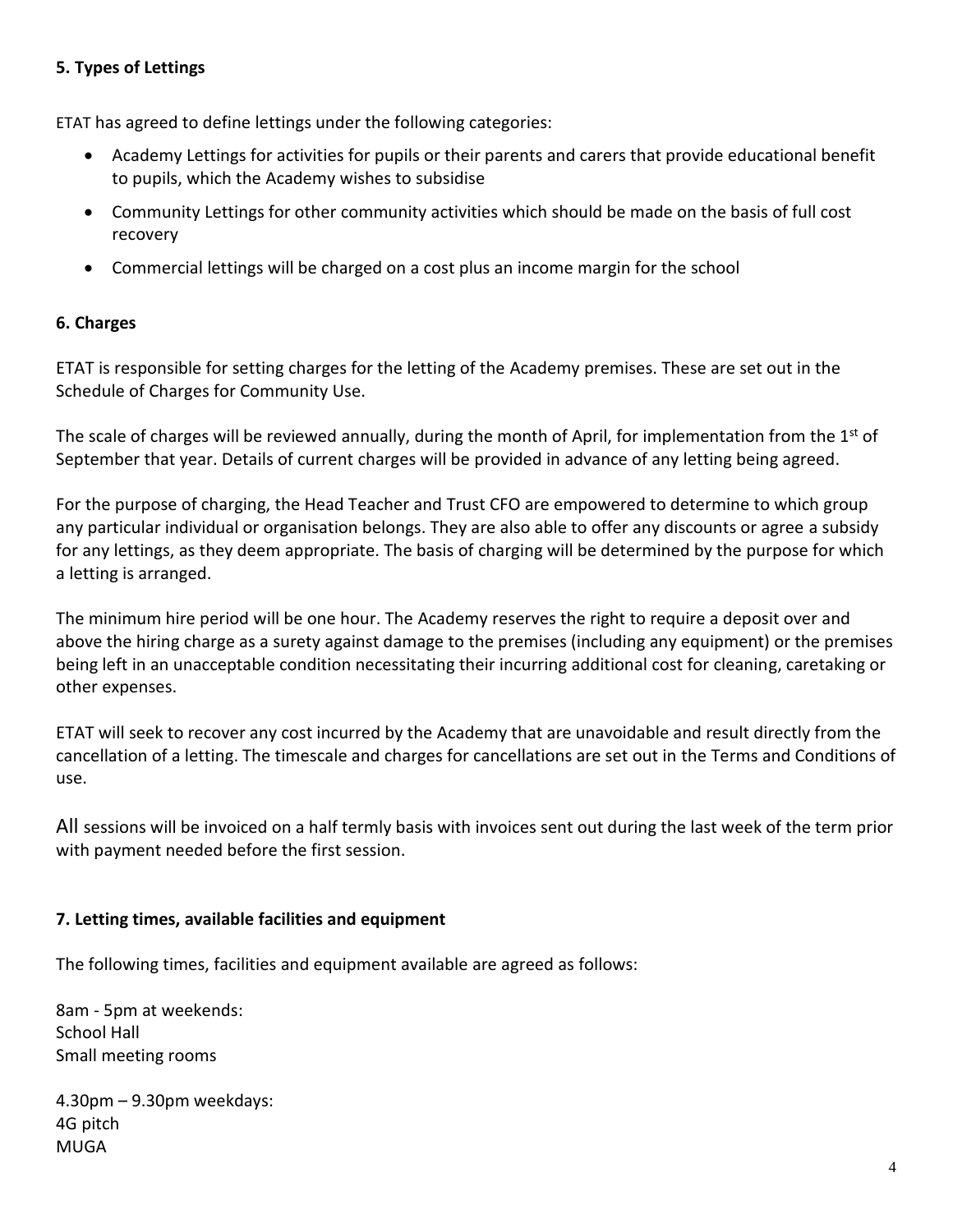**5. Types of Lettings**

ETAT has agreed to define lettings under the following categories:

- Academy Lettings for activities for pupils or their parents and carers that provide educational benefit to pupils, which the Academy wishes to subsidise
- Community Lettings for other community activities which should be made on the basis of full cost recovery
- Commercial lettings will be charged on a cost plus an income margin for the school

**6. Charges**

ETAT is responsible for setting charges for the letting of the Academy premises. These are set out in the Schedule of Charges for Community Use.

The scale of charges will be reviewed annually, during the month of April, for implementation from the 1st of September that year. Details of current charges will be provided in advance of any letting being agreed.

For the purpose of charging, the Head Teacher and Trust CFO are empowered to determine to which group any particular individual or organisation belongs. They are also able to offer any discounts or agree a subsidy for any lettings, as they deem appropriate. The basis of charging will be determined by the purpose for which a letting is arranged.

The minimum hire period will be one hour. The Academy reserves the right to require a deposit over and above the hiring charge as a surety against damage to the premises (including any equipment) or the premises being left in an unacceptable condition necessitating their incurring additional cost for cleaning, caretaking or other expenses.

ETAT will seek to recover any cost incurred by the Academy that are unavoidable and result directly from the cancellation of a letting. The timescale and charges for cancellations are set out in the Terms and Conditions of use.

All sessions will be invoiced on a half termly basis with invoices sent out during the last week of the term prior with payment needed before the first session.

**7. Letting times, available facilities and equipment**

The following times, facilities and equipment available are agreed as follows:

8am - 5pm at weekends:
School Hall
Small meeting rooms

4.30pm – 9.30pm weekdays:
4G pitch
MUGA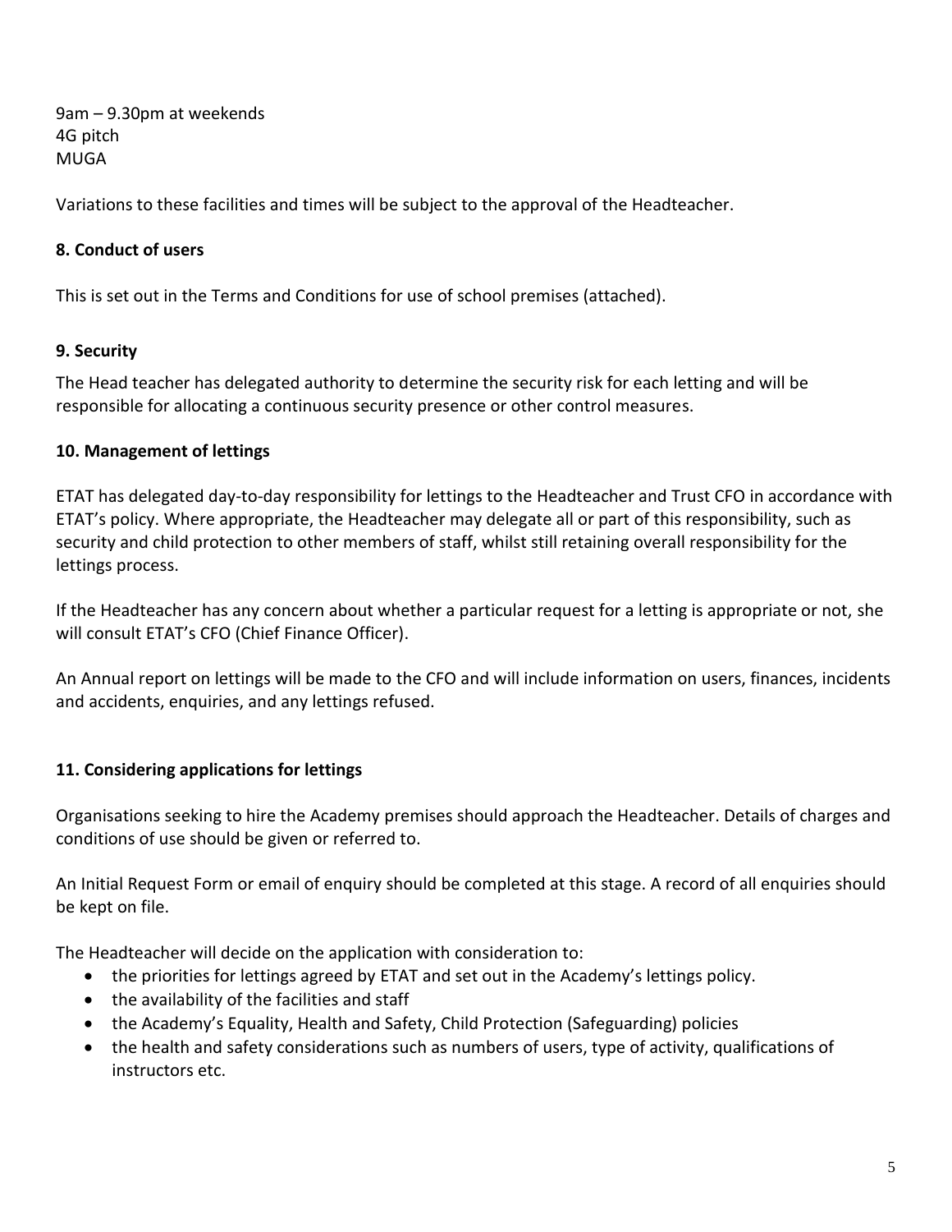9am – 9.30pm at weekends
4G pitch
MUGA

Variations to these facilities and times will be subject to the approval of the Headteacher.

**8. Conduct of users**

This is set out in the Terms and Conditions for use of school premises (attached).

**9. Security**

The Head teacher has delegated authority to determine the security risk for each letting and will be responsible for allocating a continuous security presence or other control measures.

**10. Management of lettings**

ETAT has delegated day-to-day responsibility for lettings to the Headteacher and Trust CFO in accordance with ETAT's policy. Where appropriate, the Headteacher may delegate all or part of this responsibility, such as security and child protection to other members of staff, whilst still retaining overall responsibility for the lettings process.

If the Headteacher has any concern about whether a particular request for a letting is appropriate or not, she will consult ETAT's CFO (Chief Finance Officer).

An Annual report on lettings will be made to the CFO and will include information on users, finances, incidents and accidents, enquiries, and any lettings refused.

**11. Considering applications for lettings**

Organisations seeking to hire the Academy premises should approach the Headteacher. Details of charges and conditions of use should be given or referred to.

An Initial Request Form or email of enquiry should be completed at this stage. A record of all enquiries should be kept on file.

The Headteacher will decide on the application with consideration to:

- the priorities for lettings agreed by ETAT and set out in the Academy's lettings policy.
- the availability of the facilities and staff
- the Academy's Equality, Health and Safety, Child Protection (Safeguarding) policies
- the health and safety considerations such as numbers of users, type of activity, qualifications of instructors etc.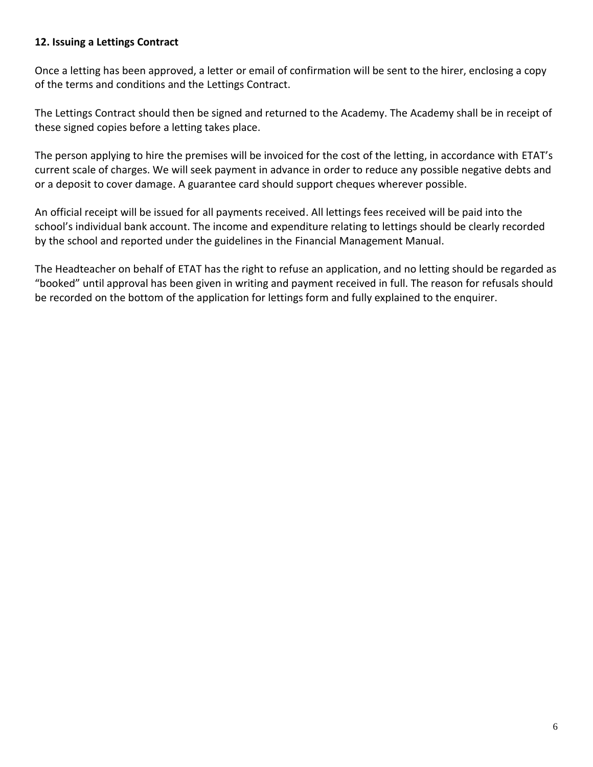**12. Issuing a Lettings Contract**

Once a letting has been approved, a letter or email of confirmation will be sent to the hirer, enclosing a copy of the terms and conditions and the Lettings Contract.

The Lettings Contract should then be signed and returned to the Academy. The Academy shall be in receipt of these signed copies before a letting takes place.

The person applying to hire the premises will be invoiced for the cost of the letting, in accordance with ETAT's current scale of charges. We will seek payment in advance in order to reduce any possible negative debts and or a deposit to cover damage. A guarantee card should support cheques wherever possible.

An official receipt will be issued for all payments received. All lettings fees received will be paid into the school's individual bank account. The income and expenditure relating to lettings should be clearly recorded by the school and reported under the guidelines in the Financial Management Manual.

The Headteacher on behalf of ETAT has the right to refuse an application, and no letting should be regarded as "booked" until approval has been given in writing and payment received in full. The reason for refusals should be recorded on the bottom of the application for lettings form and fully explained to the enquirer.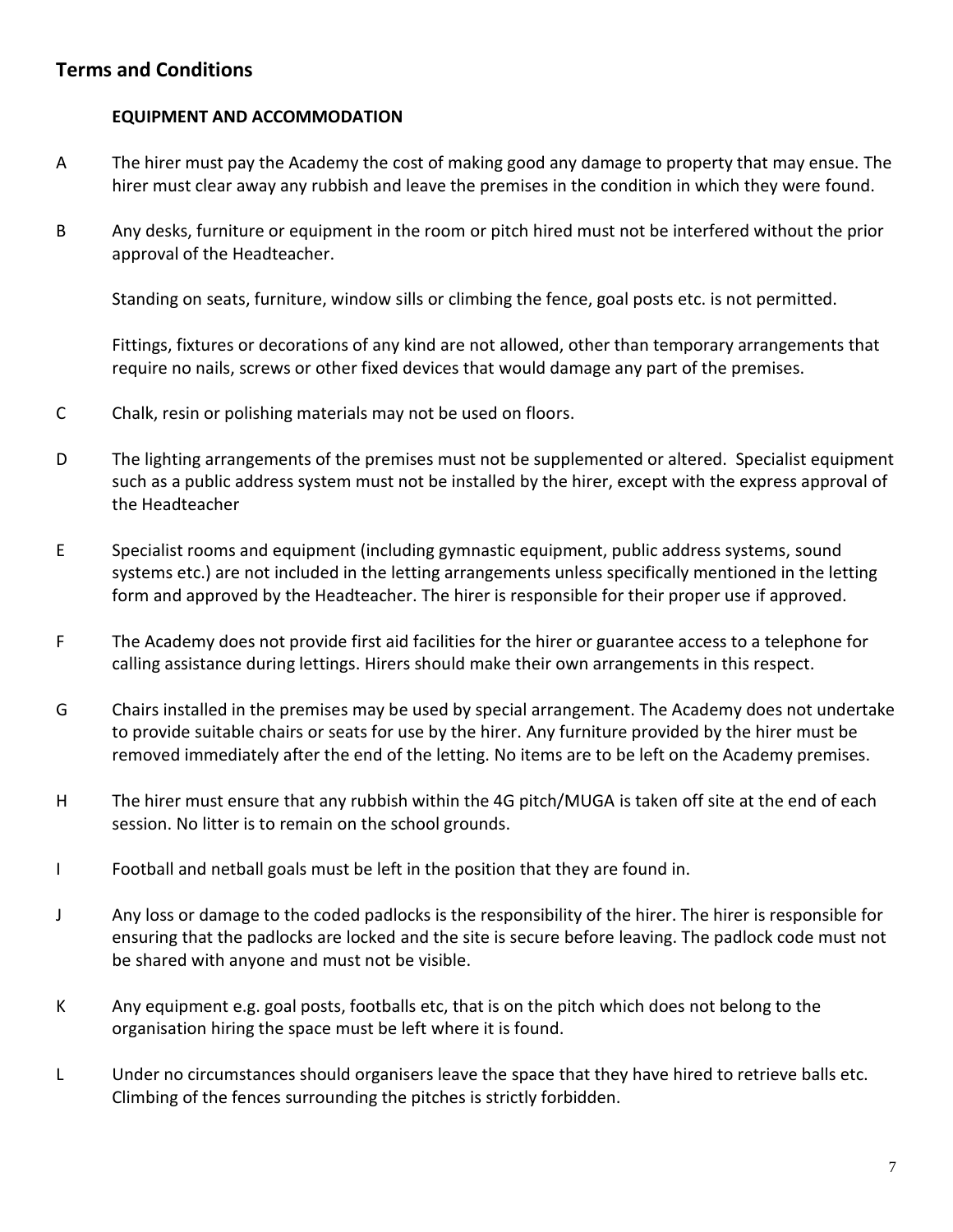## Terms and Conditions

**EQUIPMENT AND ACCOMMODATION**

A The hirer must pay the Academy the cost of making good any damage to property that may ensue. The hirer must clear away any rubbish and leave the premises in the condition in which they were found.

B Any desks, furniture or equipment in the room or pitch hired must not be interfered without the prior approval of the Headteacher.

Standing on seats, furniture, window sills or climbing the fence, goal posts etc. is not permitted.

Fittings, fixtures or decorations of any kind are not allowed, other than temporary arrangements that require no nails, screws or other fixed devices that would damage any part of the premises.

C Chalk, resin or polishing materials may not be used on floors.

D The lighting arrangements of the premises must not be supplemented or altered. Specialist equipment such as a public address system must not be installed by the hirer, except with the express approval of the Headteacher

E Specialist rooms and equipment (including gymnastic equipment, public address systems, sound systems etc.) are not included in the letting arrangements unless specifically mentioned in the letting form and approved by the Headteacher. The hirer is responsible for their proper use if approved.

F The Academy does not provide first aid facilities for the hirer or guarantee access to a telephone for calling assistance during lettings. Hirers should make their own arrangements in this respect.

G Chairs installed in the premises may be used by special arrangement. The Academy does not undertake to provide suitable chairs or seats for use by the hirer. Any furniture provided by the hirer must be removed immediately after the end of the letting. No items are to be left on the Academy premises.

H The hirer must ensure that any rubbish within the 4G pitch/MUGA is taken off site at the end of each session. No litter is to remain on the school grounds.

I Football and netball goals must be left in the position that they are found in.

J Any loss or damage to the coded padlocks is the responsibility of the hirer. The hirer is responsible for ensuring that the padlocks are locked and the site is secure before leaving. The padlock code must not be shared with anyone and must not be visible.

K Any equipment e.g. goal posts, footballs etc, that is on the pitch which does not belong to the organisation hiring the space must be left where it is found.

L Under no circumstances should organisers leave the space that they have hired to retrieve balls etc. Climbing of the fences surrounding the pitches is strictly forbidden.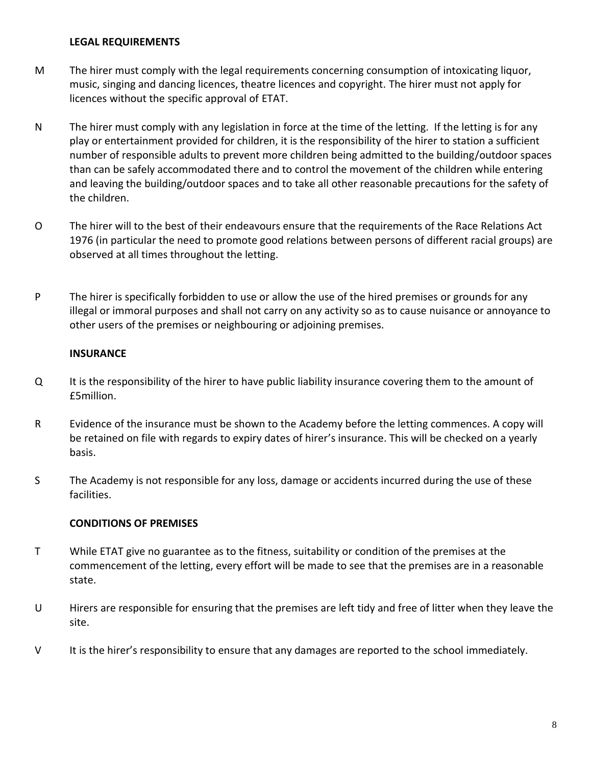**LEGAL REQUIREMENTS**

M The hirer must comply with the legal requirements concerning consumption of intoxicating liquor, music, singing and dancing licences, theatre licences and copyright. The hirer must not apply for licences without the specific approval of ETAT.

N The hirer must comply with any legislation in force at the time of the letting. If the letting is for any play or entertainment provided for children, it is the responsibility of the hirer to station a sufficient number of responsible adults to prevent more children being admitted to the building/outdoor spaces than can be safely accommodated there and to control the movement of the children while entering and leaving the building/outdoor spaces and to take all other reasonable precautions for the safety of the children.

O The hirer will to the best of their endeavours ensure that the requirements of the Race Relations Act 1976 (in particular the need to promote good relations between persons of different racial groups) are observed at all times throughout the letting.

P The hirer is specifically forbidden to use or allow the use of the hired premises or grounds for any illegal or immoral purposes and shall not carry on any activity so as to cause nuisance or annoyance to other users of the premises or neighbouring or adjoining premises.

**INSURANCE**

Q It is the responsibility of the hirer to have public liability insurance covering them to the amount of £5million.

R Evidence of the insurance must be shown to the Academy before the letting commences. A copy will be retained on file with regards to expiry dates of hirer's insurance. This will be checked on a yearly basis.

S The Academy is not responsible for any loss, damage or accidents incurred during the use of these facilities.

**CONDITIONS OF PREMISES**

T While ETAT give no guarantee as to the fitness, suitability or condition of the premises at the commencement of the letting, every effort will be made to see that the premises are in a reasonable state.

U Hirers are responsible for ensuring that the premises are left tidy and free of litter when they leave the site.

V It is the hirer's responsibility to ensure that any damages are reported to the school immediately.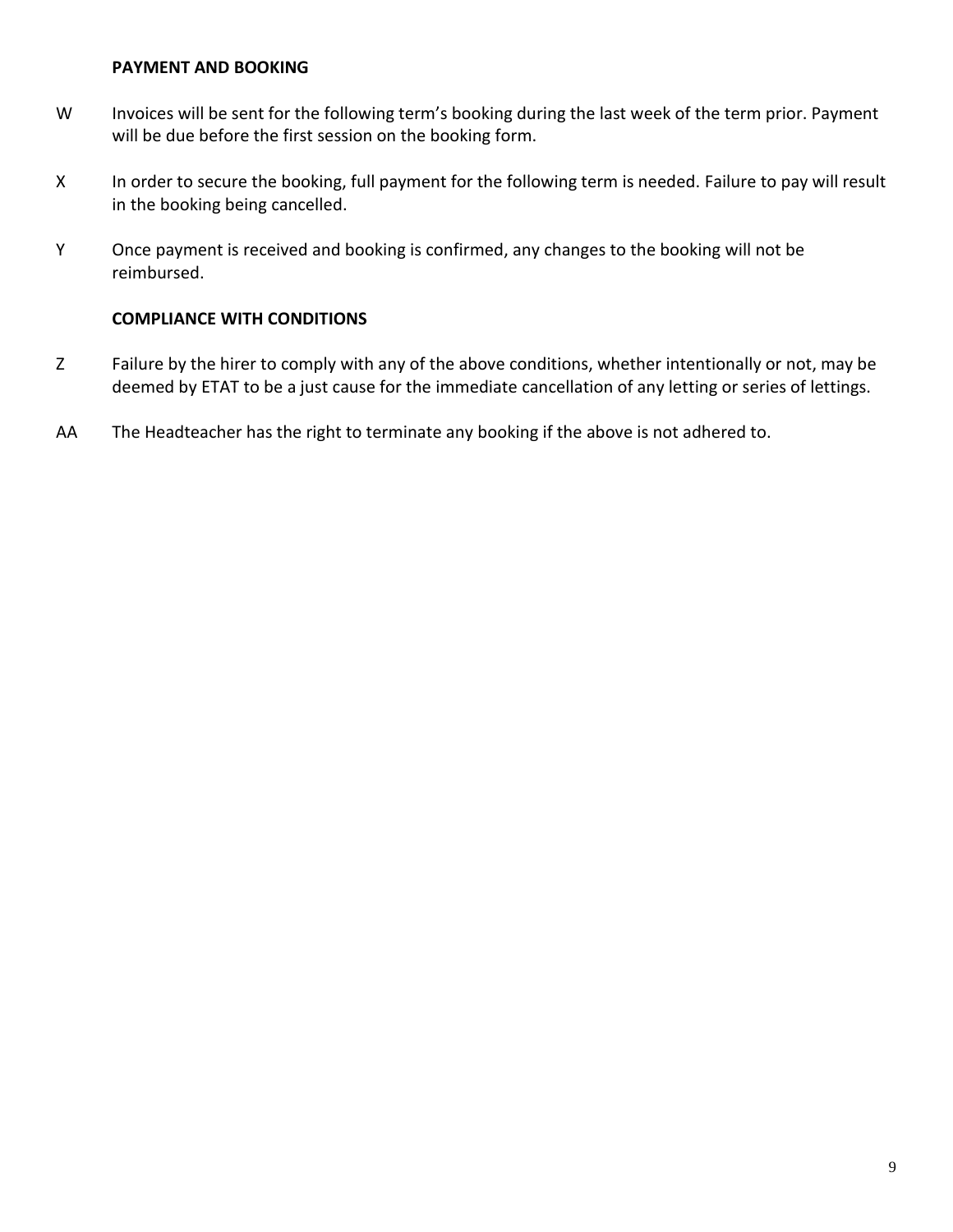**PAYMENT AND BOOKING**

W Invoices will be sent for the following term's booking during the last week of the term prior. Payment will be due before the first session on the booking form.

X In order to secure the booking, full payment for the following term is needed. Failure to pay will result in the booking being cancelled.

Y Once payment is received and booking is confirmed, any changes to the booking will not be reimbursed.

**COMPLIANCE WITH CONDITIONS**

Z Failure by the hirer to comply with any of the above conditions, whether intentionally or not, may be deemed by ETAT to be a just cause for the immediate cancellation of any letting or series of lettings.

AA The Headteacher has the right to terminate any booking if the above is not adhered to.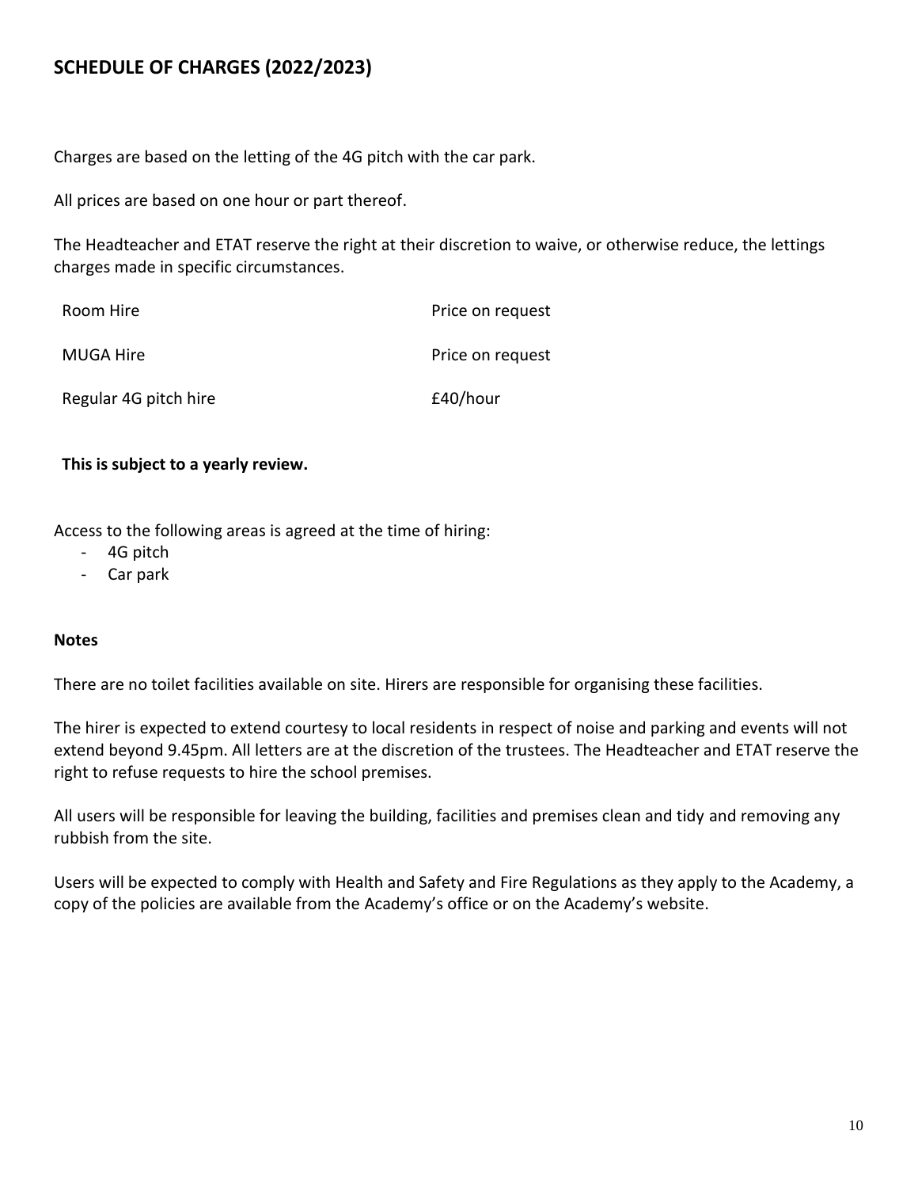## SCHEDULE OF CHARGES (2022/2023)

Charges are based on the letting of the 4G pitch with the car park.

All prices are based on one hour or part thereof.

The Headteacher and ETAT reserve the right at their discretion to waive, or otherwise reduce, the lettings charges made in specific circumstances.

| | |
|---|---|
| Room Hire | Price on request |
| MUGA Hire | Price on request |
| Regular 4G pitch hire | £40/hour |

**This is subject to a yearly review.**

Access to the following areas is agreed at the time of hiring:

- 4G pitch
- Car park

**Notes**

There are no toilet facilities available on site. Hirers are responsible for organising these facilities.

The hirer is expected to extend courtesy to local residents in respect of noise and parking and events will not extend beyond 9.45pm. All letters are at the discretion of the trustees. The Headteacher and ETAT reserve the right to refuse requests to hire the school premises.

All users will be responsible for leaving the building, facilities and premises clean and tidy and removing any rubbish from the site.

Users will be expected to comply with Health and Safety and Fire Regulations as they apply to the Academy, a copy of the policies are available from the Academy's office or on the Academy's website.